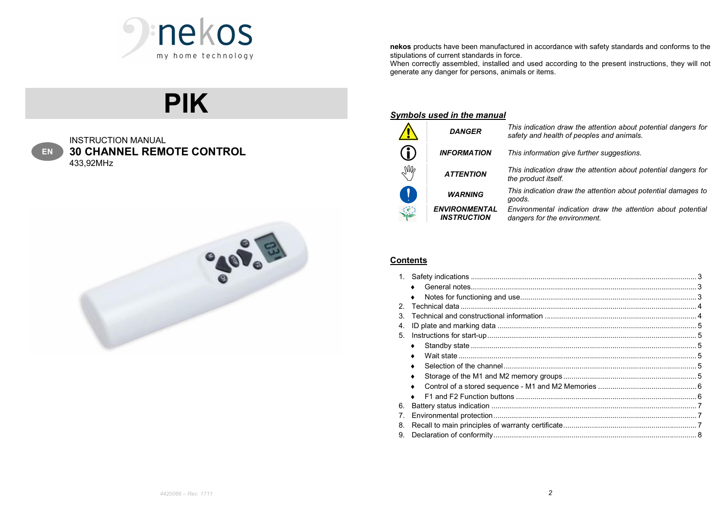nekos

my home technology

# PIK

EN

INSTRUCTION MANUAL

## 30 CHANNEL REMOTE CONTROL

433,92MHz

**nekos** products have been manufactured in accordance with safety standards and conforms to the stipulations of current standards in force.
When correctly assembled, installed and used according to the present instructions, they will not generate any danger for persons, animals or items.

### *Symbols used in the manual*

| Symbol | Name | Description |
|---|---|---|
| ⚠ | ***DANGER*** | *This indication draw the attention about potential dangers for safety and health of peoples and animals.* |
| ⓘ | ***INFORMATION*** | *This information give further suggestions.* |
| ✋ | ***ATTENTION*** | *This indication draw the attention about potential dangers for the product itself.* |
| ❗ | ***WARNING*** | *This indication draw the attention about potential damages to goods.* |
| 🌼 | ***ENVIRONMENTAL INSTRUCTION*** | *Environmental indication draw the attention about potential dangers for the environment.* |

### Contents

1. Safety indications ... 3
   - General notes ... 3
   - Notes for functioning and use ... 3
2. Technical data ... 4
3. Technical and constructional information ... 4
4. ID plate and marking data ... 5
5. Instructions for start-up ... 5
   - Standby state ... 5
   - Wait state ... 5
   - Selection of the channel ... 5
   - Storage of the M1 and M2 memory groups ... 5
   - Control of a stored sequence - M1 and M2 Memories ... 6
   - F1 and F2 Function buttons ... 6
6. Battery status indication ... 7
7. Environmental protection ... 7
8. Recall to main principles of warranty certificate ... 7
9. Declaration of conformity ... 8

4420066 – Rev. 1711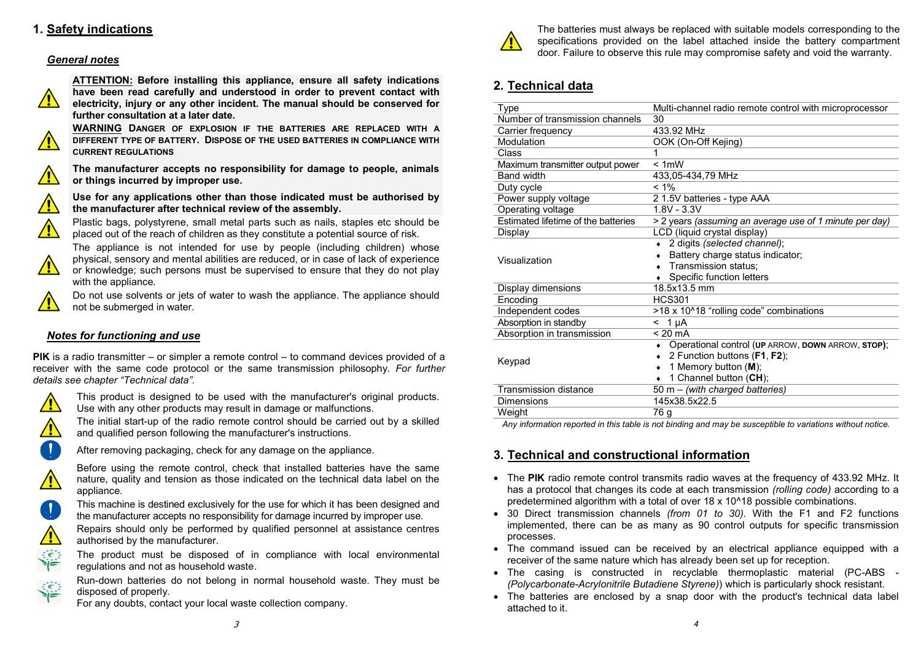# 1. Safety indications

## *General notes*

**ATTENTION: Before installing this appliance, ensure all safety indications have been read carefully and understood in order to prevent contact with electricity, injury or any other incident. The manual should be conserved for further consultation at a later date.**

**WARNING DANGER OF EXPLOSION IF THE BATTERIES ARE REPLACED WITH A DIFFERENT TYPE OF BATTERY. DISPOSE OF THE USED BATTERIES IN COMPLIANCE WITH CURRENT REGULATIONS**

**The manufacturer accepts no responsibility for damage to people, animals or things incurred by improper use.**

**Use for any applications other than those indicated must be authorised by the manufacturer after technical review of the assembly.**

Plastic bags, polystyrene, small metal parts such as nails, staples etc should be placed out of the reach of children as they constitute a potential source of risk.

The appliance is not intended for use by people (including children) whose physical, sensory and mental abilities are reduced, or in case of lack of experience or knowledge; such persons must be supervised to ensure that they do not play with the appliance.

Do not use solvents or jets of water to wash the appliance. The appliance should not be submerged in water.

## *Notes for functioning and use*

**PIK** is a radio transmitter – or simpler a remote control – to command devices provided of a receiver with the same code protocol or the same transmission philosophy. *For further details see chapter "Technical data".*

This product is designed to be used with the manufacturer's original products. Use with any other products may result in damage or malfunctions.

The initial start-up of the radio remote control should be carried out by a skilled and qualified person following the manufacturer's instructions.

After removing packaging, check for any damage on the appliance.

Before using the remote control, check that installed batteries have the same nature, quality and tension as those indicated on the technical data label on the appliance.

This machine is destined exclusively for the use for which it has been designed and the manufacturer accepts no responsibility for damage incurred by improper use.

Repairs should only be performed by qualified personnel at assistance centres authorised by the manufacturer.

The product must be disposed of in compliance with local environmental regulations and not as household waste.

Run-down batteries do not belong in normal household waste. They must be disposed of properly.
For any doubts, contact your local waste collection company.

The batteries must always be replaced with suitable models corresponding to the specifications provided on the label attached inside the battery compartment door. Failure to observe this rule may compromise safety and void the warranty.

# 2. Technical data

| Type | Multi-channel radio remote control with microprocessor |
|---|---|
| Number of transmission channels | 30 |
| Carrier frequency | 433.92 MHz |
| Modulation | OOK (On-Off Kejing) |
| Class | 1 |
| Maximum transmitter output power | < 1mW |
| Band width | 433,05-434,79 MHz |
| Duty cycle | < 1% |
| Power supply voltage | 2 1.5V batteries - type AAA |
| Operating voltage | 1.8V - 3.3V |
| Estimated lifetime of the batteries | > 2 years *(assuming an average use of 1 minute per day)* |
| Display | LCD (liquid crystal display) |
| Visualization | • 2 digits *(selected channel)*; • Battery charge status indicator; • Transmission status; • Specific function letters |
| Display dimensions | 18.5x13.5 mm |
| Encoding | HCS301 |
| Independent codes | >18 x 10^18 "rolling code" combinations |
| Absorption in standby | < 1 µA |
| Absorption in transmission | < 20 mA |
| Keypad | • Operational control (**UP** ARROW, **DOWN** ARROW, **STOP**); • 2 Function buttons (**F1**, **F2**); • 1 Memory button (**M**); • 1 Channel button (**CH**); |
| Transmission distance | 50 m – *(with charged batteries)* |
| Dimensions | 145x38.5x22.5 |
| Weight | 76 g |

*Any information reported in this table is not binding and may be susceptible to variations without notice.*

# 3. Technical and constructional information

- The **PIK** radio remote control transmits radio waves at the frequency of 433.92 MHz. It has a protocol that changes its code at each transmission *(rolling code)* according to a predetermined algorithm with a total of over 18 x 10^18 possible combinations.
- 30 Direct transmission channels *(from 01 to 30)*. With the F1 and F2 functions implemented, there can be as many as 90 control outputs for specific transmission processes.
- The command issued can be received by an electrical appliance equipped with a receiver of the same nature which has already been set up for reception.
- The casing is constructed in recyclable thermoplastic material (PC-ABS - *(Polycarbonate-Acrylonitrile Butadiene Styrene)*) which is particularly shock resistant.
- The batteries are enclosed by a snap door with the product's technical data label attached to it.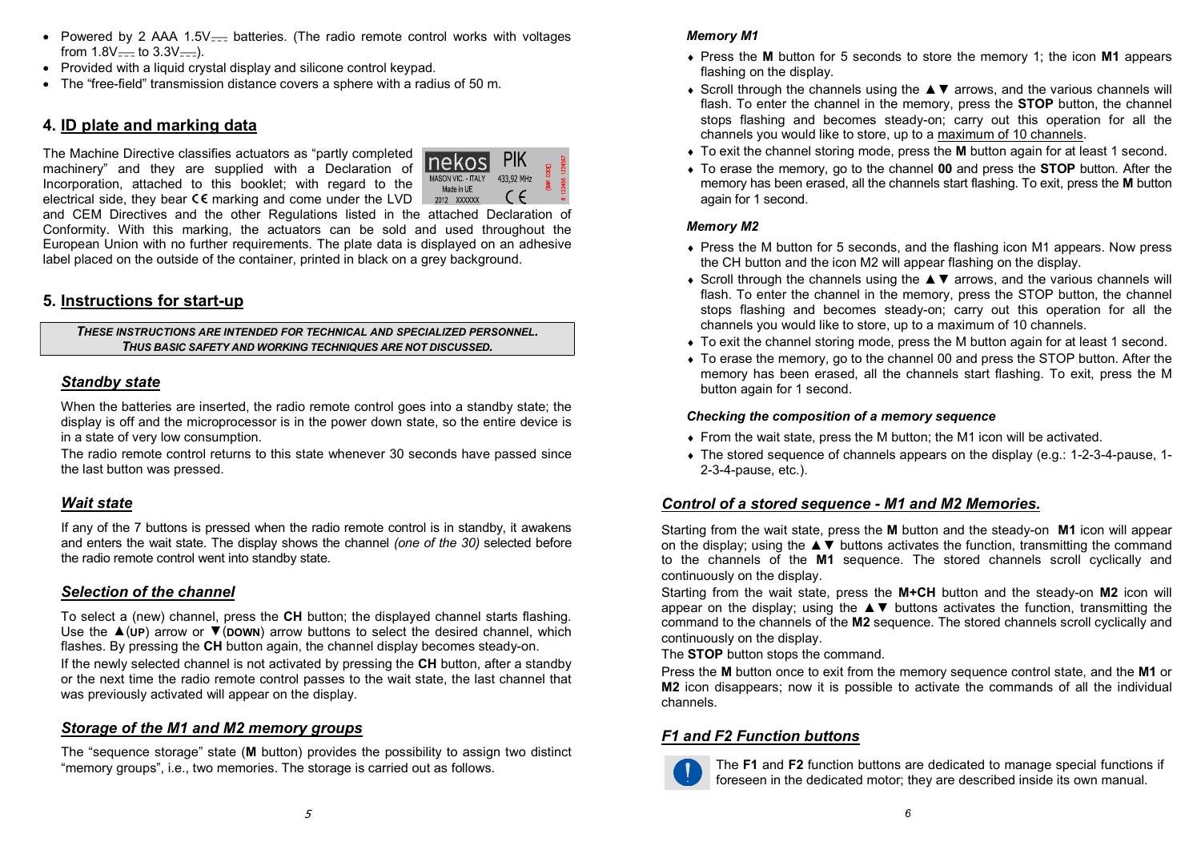- Powered by 2 AAA 1.5V⎓ batteries. (The radio remote control works with voltages from 1.8V⎓ to 3.3V⎓).
- Provided with a liquid crystal display and silicone control keypad.
- The “free-field” transmission distance covers a sphere with a radius of 50 m.

## 4. ID plate and marking data

The Machine Directive classifies actuators as “partly completed machinery” and they are supplied with a Declaration of Incorporation, attached to this booklet; with regard to the electrical side, they bear CE marking and come under the LVD and CEM Directives and the other Regulations listed in the attached Declaration of Conformity. With this marking, the actuators can be sold and used throughout the European Union with no further requirements. The plate data is displayed on an adhesive label placed on the outside of the container, printed in black on a grey background.

nekos PIK
MASON VIC. - ITALY 433,92 MHz
Made in UE
2012 XXXXXX CE
(BAR CODE)
B 123456 1234567

## 5. Instructions for start-up

***THESE INSTRUCTIONS ARE INTENDED FOR TECHNICAL AND SPECIALIZED PERSONNEL. THUS BASIC SAFETY AND WORKING TECHNIQUES ARE NOT DISCUSSED.***

### *Standby state*

When the batteries are inserted, the radio remote control goes into a standby state; the display is off and the microprocessor is in the power down state, so the entire device is in a state of very low consumption.

The radio remote control returns to this state whenever 30 seconds have passed since the last button was pressed.

### *Wait state*

If any of the 7 buttons is pressed when the radio remote control is in standby, it awakens and enters the wait state. The display shows the channel *(one of the 30)* selected before the radio remote control went into standby state.

### *Selection of the channel*

To select a (new) channel, press the **CH** button; the displayed channel starts flashing. Use the ▲(**UP**) arrow or ▼(**DOWN**) arrow buttons to select the desired channel, which flashes. By pressing the **CH** button again, the channel display becomes steady-on.

If the newly selected channel is not activated by pressing the **CH** button, after a standby or the next time the radio remote control passes to the wait state, the last channel that was previously activated will appear on the display.

### *Storage of the M1 and M2 memory groups*

The “sequence storage” state (**M** button) provides the possibility to assign two distinct “memory groups”, i.e., two memories. The storage is carried out as follows.

#### *Memory M1*

- Press the **M** button for 5 seconds to store the memory 1; the icon **M1** appears flashing on the display.
- Scroll through the channels using the ▲▼ arrows, and the various channels will flash. To enter the channel in the memory, press the **STOP** button, the channel stops flashing and becomes steady-on; carry out this operation for all the channels you would like to store, up to a maximum of 10 channels.
- To exit the channel storing mode, press the **M** button again for at least 1 second.
- To erase the memory, go to the channel **00** and press the **STOP** button. After the memory has been erased, all the channels start flashing. To exit, press the **M** button again for 1 second.

#### *Memory M2*

- Press the M button for 5 seconds, and the flashing icon M1 appears. Now press the CH button and the icon M2 will appear flashing on the display.
- Scroll through the channels using the ▲▼ arrows, and the various channels will flash. To enter the channel in the memory, press the STOP button, the channel stops flashing and becomes steady-on; carry out this operation for all the channels you would like to store, up to a maximum of 10 channels.
- To exit the channel storing mode, press the M button again for at least 1 second.
- To erase the memory, go to the channel 00 and press the STOP button. After the memory has been erased, all the channels start flashing. To exit, press the M button again for 1 second.

#### *Checking the composition of a memory sequence*

- From the wait state, press the M button; the M1 icon will be activated.
- The stored sequence of channels appears on the display (e.g.: 1-2-3-4-pause, 1-2-3-4-pause, etc.).

### *Control of a stored sequence - M1 and M2 Memories.*

Starting from the wait state, press the **M** button and the steady-on **M1** icon will appear on the display; using the ▲▼ buttons activates the function, transmitting the command to the channels of the **M1** sequence. The stored channels scroll cyclically and continuously on the display.

Starting from the wait state, press the **M+CH** button and the steady-on **M2** icon will appear on the display; using the ▲▼ buttons activates the function, transmitting the command to the channels of the **M2** sequence. The stored channels scroll cyclically and continuously on the display.

The **STOP** button stops the command.

Press the **M** button once to exit from the memory sequence control state, and the **M1** or **M2** icon disappears; now it is possible to activate the commands of all the individual channels.

### *F1 and F2 Function buttons*

The **F1** and **F2** function buttons are dedicated to manage special functions if foreseen in the dedicated motor; they are described inside its own manual.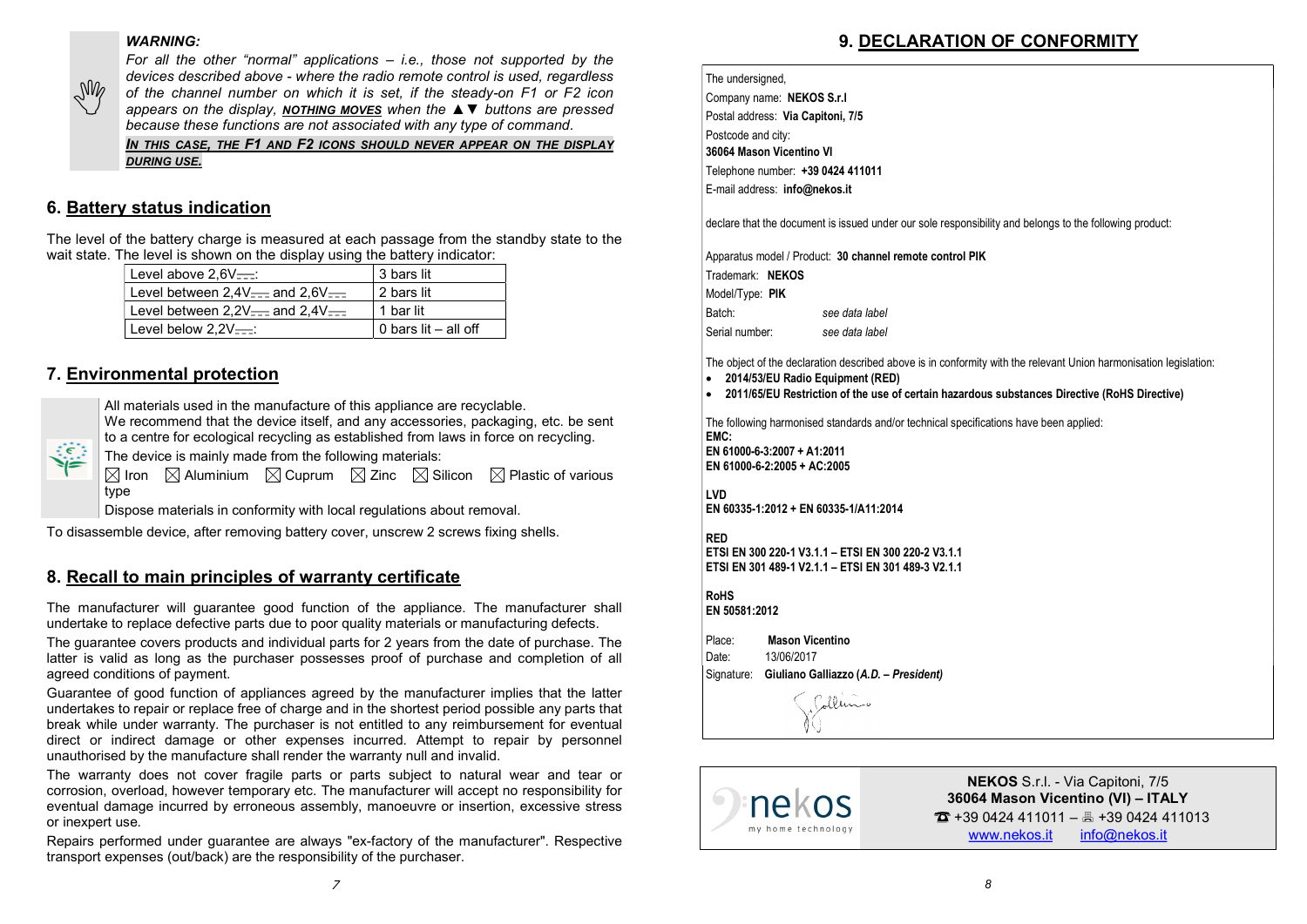***WARNING:***

*For all the other "normal" applications – i.e., those not supported by the devices described above - where the radio remote control is used, regardless of the channel number on which it is set, if the steady-on F1 or F2 icon appears on the display, **NOTHING MOVES** when the ▲▼ buttons are pressed because these functions are not associated with any type of command.*

***IN THIS CASE, THE F1 AND F2 ICONS SHOULD NEVER APPEAR ON THE DISPLAY DURING USE.***

## 6. Battery status indication

The level of the battery charge is measured at each passage from the standby state to the wait state. The level is shown on the display using the battery indicator:

| | |
|---|---|
| Level above 2,6V⎓: | 3 bars lit |
| Level between 2,4V⎓ and 2,6V⎓ | 2 bars lit |
| Level between 2,2V⎓ and 2,4V⎓ | 1 bar lit |
| Level below 2,2V⎓: | 0 bars lit – all off |

## 7. Environmental protection

All materials used in the manufacture of this appliance are recyclable.
We recommend that the device itself, and any accessories, packaging, etc. be sent to a centre for ecological recycling as established from laws in force on recycling.

The device is mainly made from the following materials:

☒ Iron ☒ Aluminium ☒ Cuprum ☒ Zinc ☒ Silicon ☒ Plastic of various type

Dispose materials in conformity with local regulations about removal.

To disassemble device, after removing battery cover, unscrew 2 screws fixing shells.

## 8. Recall to main principles of warranty certificate

The manufacturer will guarantee good function of the appliance. The manufacturer shall undertake to replace defective parts due to poor quality materials or manufacturing defects.

The guarantee covers products and individual parts for 2 years from the date of purchase. The latter is valid as long as the purchaser possesses proof of purchase and completion of all agreed conditions of payment.

Guarantee of good function of appliances agreed by the manufacturer implies that the latter undertakes to repair or replace free of charge and in the shortest period possible any parts that break while under warranty. The purchaser is not entitled to any reimbursement for eventual direct or indirect damage or other expenses incurred. Attempt to repair by personnel unauthorised by the manufacture shall render the warranty null and invalid.

The warranty does not cover fragile parts or parts subject to natural wear and tear or corrosion, overload, however temporary etc. The manufacturer will accept no responsibility for eventual damage incurred by erroneous assembly, manoeuvre or insertion, excessive stress or inexpert use.

Repairs performed under guarantee are always "ex-factory of the manufacturer". Respective transport expenses (out/back) are the responsibility of the purchaser.

## 9. DECLARATION OF CONFORMITY

The undersigned,
Company name: **NEKOS S.r.l**
Postal address: **Via Capitoni, 7/5**
Postcode and city:
**36064 Mason Vicentino VI**
Telephone number: **+39 0424 411011**
E-mail address: **info@nekos.it**

declare that the document is issued under our sole responsibility and belongs to the following product:

Apparatus model / Product: **30 channel remote control PIK**
Trademark: **NEKOS**
Model/Type: **PIK**
Batch: *see data label*
Serial number: *see data label*

The object of the declaration described above is in conformity with the relevant Union harmonisation legislation:

- **2014/53/EU Radio Equipment (RED)**
- **2011/65/EU Restriction of the use of certain hazardous substances Directive (RoHS Directive)**

The following harmonised standards and/or technical specifications have been applied:

**EMC:**
**EN 61000-6-3:2007 + A1:2011**
**EN 61000-6-2:2005 + AC:2005**

**LVD**
**EN 60335-1:2012 + EN 60335-1/A11:2014**

**RED**
**ETSI EN 300 220-1 V3.1.1 – ETSI EN 300 220-2 V3.1.1**
**ETSI EN 301 489-1 V2.1.1 – ETSI EN 301 489-3 V2.1.1**

**RoHS**
**EN 50581:2012**

Place: **Mason Vicentino**
Date: 13/06/2017
Signature: **Giuliano Galliazzo (*A.D. – President*)**

nekos
my home technology

**NEKOS** S.r.l. - Via Capitoni, 7/5
**36064 Mason Vicentino (VI) – ITALY**
☎ +39 0424 411011 – 🖷 +39 0424 411013
www.nekos.it info@nekos.it